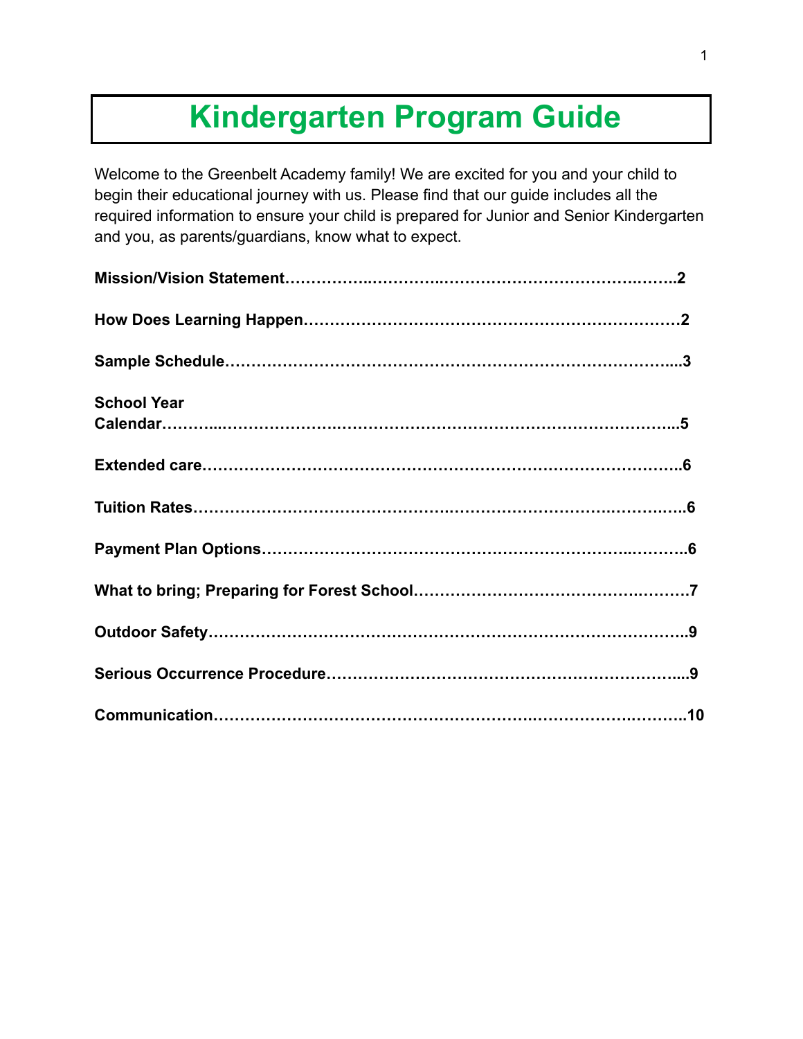# Kindergarten Program Guide

Welcome to the Greenbelt Academy family! We are excited for you and your child to begin their educational journey with us. Please find that our guide includes all the required information to ensure your child is prepared for Junior and Senior Kindergarten and you, as parents/guardians, know what to expect.

**Mission/Vision Statement……………..…………..……………………………….……..2**

**How Does Learning Happen………………………………………………………………2**

**Sample Schedule……………………………………………………………….………...3**

**School Year Calendar………...…………….………………………………………………...5**

**Extended care………………………………………………………………………….6**

**Tuition Rates…………………………………….…………………………….……….….6**

**Payment Plan Options…………………………………………………………..……….6**

**What to bring; Preparing for Forest School……………………………….……….7**

**Outdoor Safety……………………………………………………………………………..9**

**Serious Occurrence Procedure…………………………………………………………....9**

**Communication…………………………………………….…………………….……….10**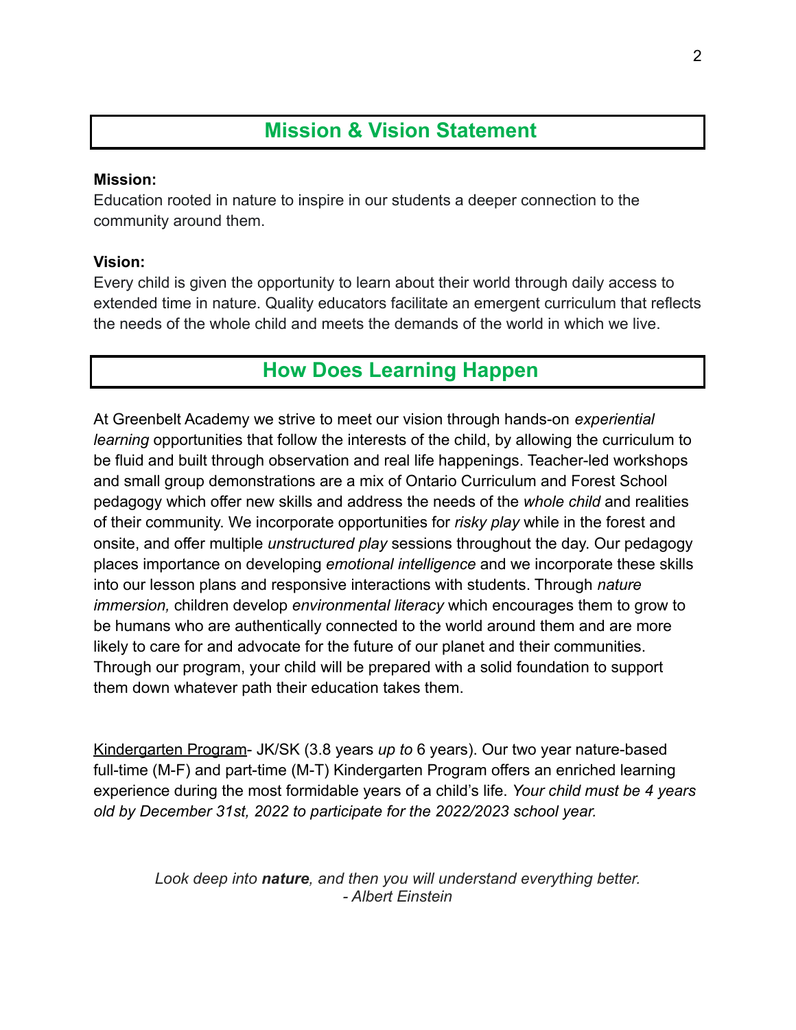## Mission & Vision Statement

**Mission:**
Education rooted in nature to inspire in our students a deeper connection to the community around them.

**Vision:**
Every child is given the opportunity to learn about their world through daily access to extended time in nature. Quality educators facilitate an emergent curriculum that reflects the needs of the whole child and meets the demands of the world in which we live.

## How Does Learning Happen

At Greenbelt Academy we strive to meet our vision through hands-on *experiential learning* opportunities that follow the interests of the child, by allowing the curriculum to be fluid and built through observation and real life happenings. Teacher-led workshops and small group demonstrations are a mix of Ontario Curriculum and Forest School pedagogy which offer new skills and address the needs of the *whole child* and realities of their community. We incorporate opportunities for *risky play* while in the forest and onsite, and offer multiple *unstructured play* sessions throughout the day. Our pedagogy places importance on developing *emotional intelligence* and we incorporate these skills into our lesson plans and responsive interactions with students. Through *nature immersion,* children develop *environmental literacy* which encourages them to grow to be humans who are authentically connected to the world around them and are more likely to care for and advocate for the future of our planet and their communities. Through our program, your child will be prepared with a solid foundation to support them down whatever path their education takes them.

<u>Kindergarten Program</u>- JK/SK (3.8 years *up to* 6 years). Our two year nature-based full-time (M-F) and part-time (M-T) Kindergarten Program offers an enriched learning experience during the most formidable years of a child's life. *Your child must be 4 years old by December 31st, 2022 to participate for the 2022/2023 school year.*

*Look deep into **nature**, and then you will understand everything better.*
*- Albert Einstein*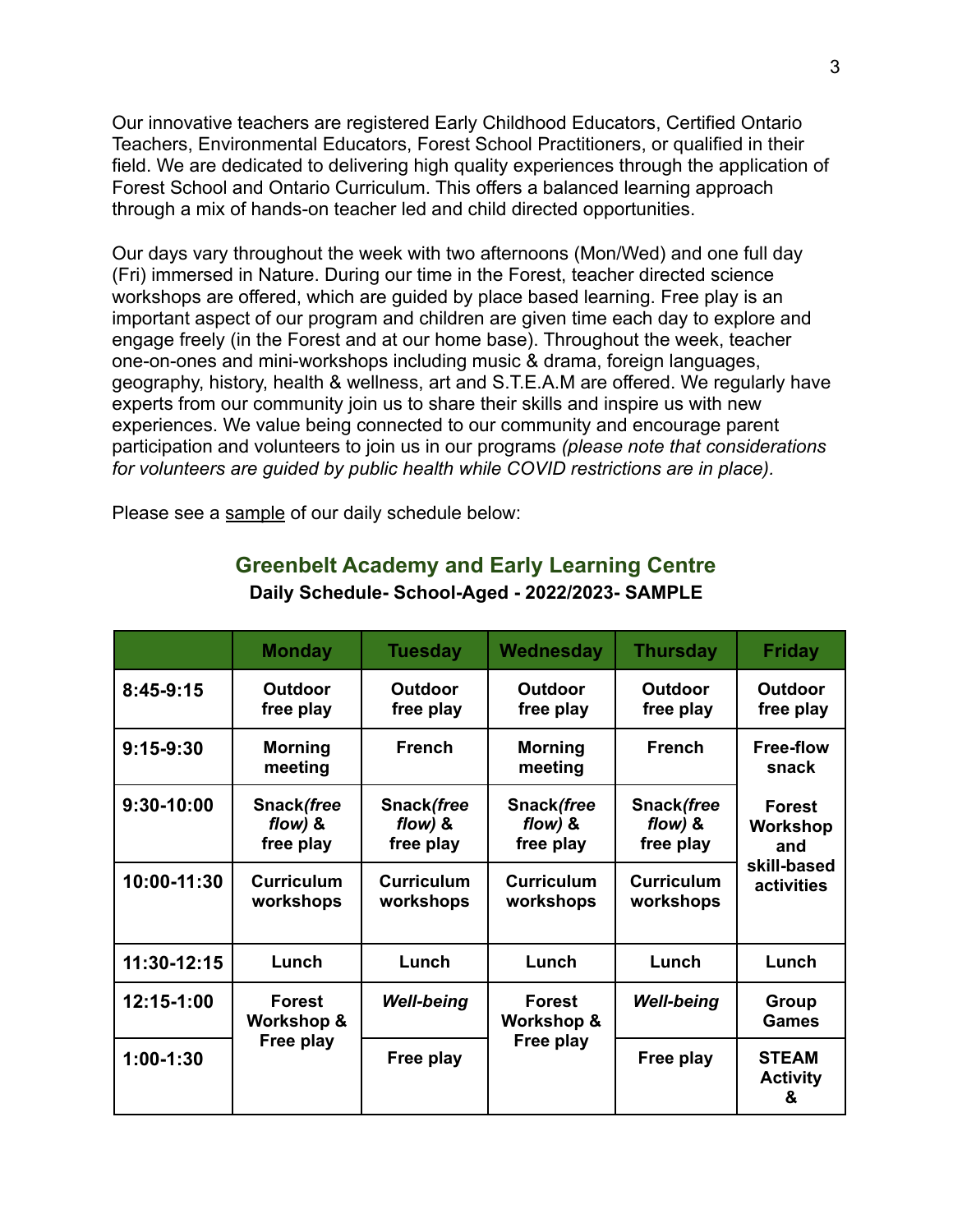Our innovative teachers are registered Early Childhood Educators, Certified Ontario Teachers, Environmental Educators, Forest School Practitioners, or qualified in their field. We are dedicated to delivering high quality experiences through the application of Forest School and Ontario Curriculum. This offers a balanced learning approach through a mix of hands-on teacher led and child directed opportunities.

Our days vary throughout the week with two afternoons (Mon/Wed) and one full day (Fri) immersed in Nature. During our time in the Forest, teacher directed science workshops are offered, which are guided by place based learning. Free play is an important aspect of our program and children are given time each day to explore and engage freely (in the Forest and at our home base). Throughout the week, teacher one-on-ones and mini-workshops including music & drama, foreign languages, geography, history, health & wellness, art and S.T.E.A.M are offered. We regularly have experts from our community join us to share their skills and inspire us with new experiences. We value being connected to our community and encourage parent participation and volunteers to join us in our programs *(please note that considerations for volunteers are guided by public health while COVID restrictions are in place).*

Please see a sample of our daily schedule below:

## Greenbelt Academy and Early Learning Centre

**Daily Schedule- School-Aged - 2022/2023- SAMPLE**

| | Monday | Tuesday | Wednesday | Thursday | Friday |
|---|---|---|---|---|---|
| **8:45-9:15** | **Outdoor free play** | **Outdoor free play** | **Outdoor free play** | **Outdoor free play** | **Outdoor free play** |
| **9:15-9:30** | **Morning meeting** | **French** | **Morning meeting** | **French** | **Free-flow snack** |
| **9:30-10:00** | **Snack*(free flow)* & free play** | **Snack*(free flow)* & free play** | **Snack*(free flow)* & free play** | **Snack*(free flow)* & free play** | **Forest Workshop and skill-based activities** |
| **10:00-11:30** | **Curriculum workshops** | **Curriculum workshops** | **Curriculum workshops** | **Curriculum workshops** | |
| **11:30-12:15** | **Lunch** | **Lunch** | **Lunch** | **Lunch** | **Lunch** |
| **12:15-1:00** | **Forest Workshop & Free play** | ***Well-being*** | **Forest Workshop & Free play** | ***Well-being*** | **Group Games** |
| **1:00-1:30** | | **Free play** | | **Free play** | **STEAM Activity &** |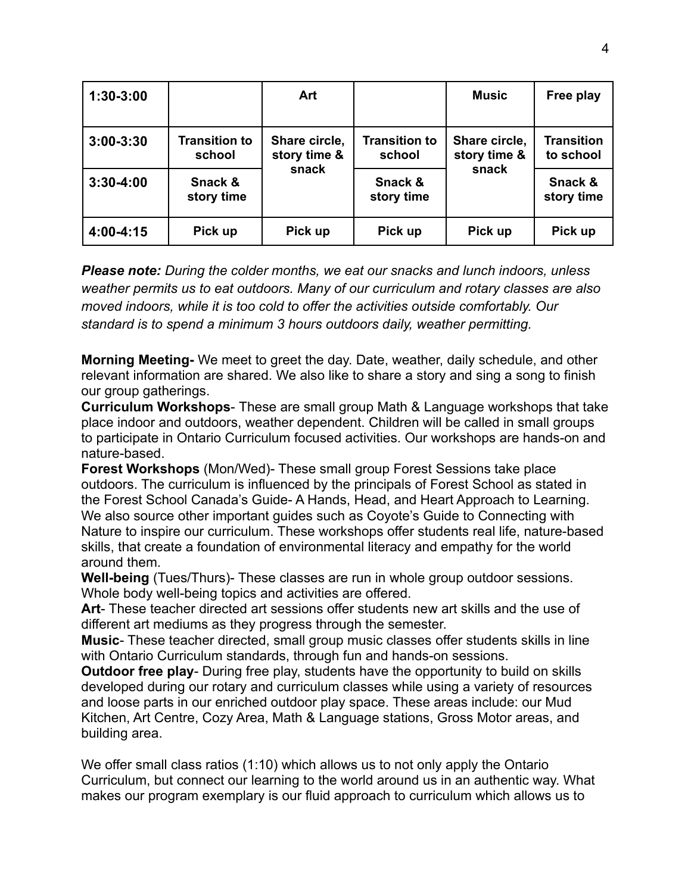| 1:30-3:00 | | Art | | Music | Free play |
|---|---|---|---|---|---|
| 3:00-3:30 | Transition to school | Share circle, story time & snack | Transition to school | Share circle, story time & snack | Transition to school |
| 3:30-4:00 | Snack & story time | | Snack & story time | | Snack & story time |
| 4:00-4:15 | Pick up | Pick up | Pick up | Pick up | Pick up |

***Please note:*** *During the colder months, we eat our snacks and lunch indoors, unless weather permits us to eat outdoors. Many of our curriculum and rotary classes are also moved indoors, while it is too cold to offer the activities outside comfortably. Our standard is to spend a minimum 3 hours outdoors daily, weather permitting.*

**Morning Meeting-** We meet to greet the day. Date, weather, daily schedule, and other relevant information are shared. We also like to share a story and sing a song to finish our group gatherings.

**Curriculum Workshops**- These are small group Math & Language workshops that take place indoor and outdoors, weather dependent. Children will be called in small groups to participate in Ontario Curriculum focused activities. Our workshops are hands-on and nature-based.

**Forest Workshops** (Mon/Wed)- These small group Forest Sessions take place outdoors. The curriculum is influenced by the principals of Forest School as stated in the Forest School Canada's Guide- A Hands, Head, and Heart Approach to Learning. We also source other important guides such as Coyote's Guide to Connecting with Nature to inspire our curriculum. These workshops offer students real life, nature-based skills, that create a foundation of environmental literacy and empathy for the world around them.

**Well-being** (Tues/Thurs)- These classes are run in whole group outdoor sessions. Whole body well-being topics and activities are offered.

**Art**- These teacher directed art sessions offer students new art skills and the use of different art mediums as they progress through the semester.

**Music**- These teacher directed, small group music classes offer students skills in line with Ontario Curriculum standards, through fun and hands-on sessions.

**Outdoor free play**- During free play, students have the opportunity to build on skills developed during our rotary and curriculum classes while using a variety of resources and loose parts in our enriched outdoor play space. These areas include: our Mud Kitchen, Art Centre, Cozy Area, Math & Language stations, Gross Motor areas, and building area.

We offer small class ratios (1:10) which allows us to not only apply the Ontario Curriculum, but connect our learning to the world around us in an authentic way. What makes our program exemplary is our fluid approach to curriculum which allows us to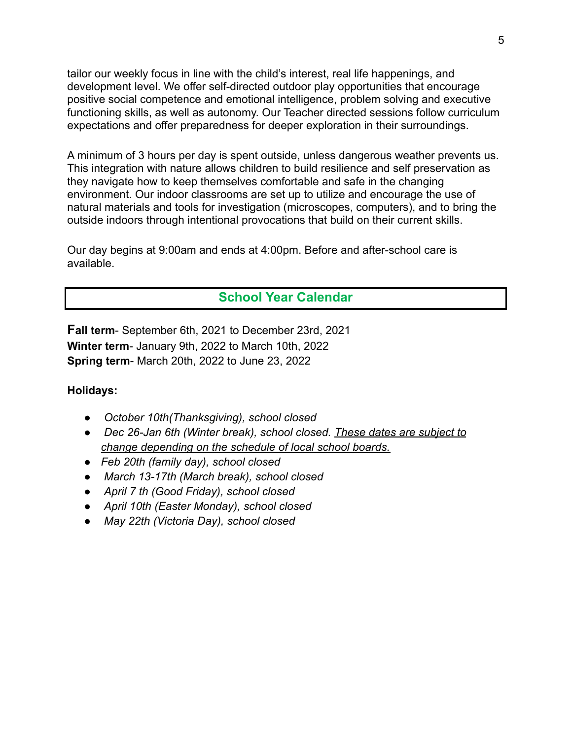tailor our weekly focus in line with the child's interest, real life happenings, and development level. We offer self-directed outdoor play opportunities that encourage positive social competence and emotional intelligence, problem solving and executive functioning skills, as well as autonomy. Our Teacher directed sessions follow curriculum expectations and offer preparedness for deeper exploration in their surroundings.

A minimum of 3 hours per day is spent outside, unless dangerous weather prevents us. This integration with nature allows children to build resilience and self preservation as they navigate how to keep themselves comfortable and safe in the changing environment. Our indoor classrooms are set up to utilize and encourage the use of natural materials and tools for investigation (microscopes, computers), and to bring the outside indoors through intentional provocations that build on their current skills.

Our day begins at 9:00am and ends at 4:00pm. Before and after-school care is available.

## School Year Calendar

**Fall term**- September 6th, 2021 to December 23rd, 2021
**Winter term**- January 9th, 2022 to March 10th, 2022
**Spring term**- March 20th, 2022 to June 23, 2022

**Holidays:**

- *October 10th(Thanksgiving), school closed*
- *Dec 26-Jan 6th (Winter break), school closed. <u>These dates are subject to change depending on the schedule of local school boards.</u>*
- *Feb 20th (family day), school closed*
- *March 13-17th (March break), school closed*
- *April 7 th (Good Friday), school closed*
- *April 10th (Easter Monday), school closed*
- *May 22th (Victoria Day), school closed*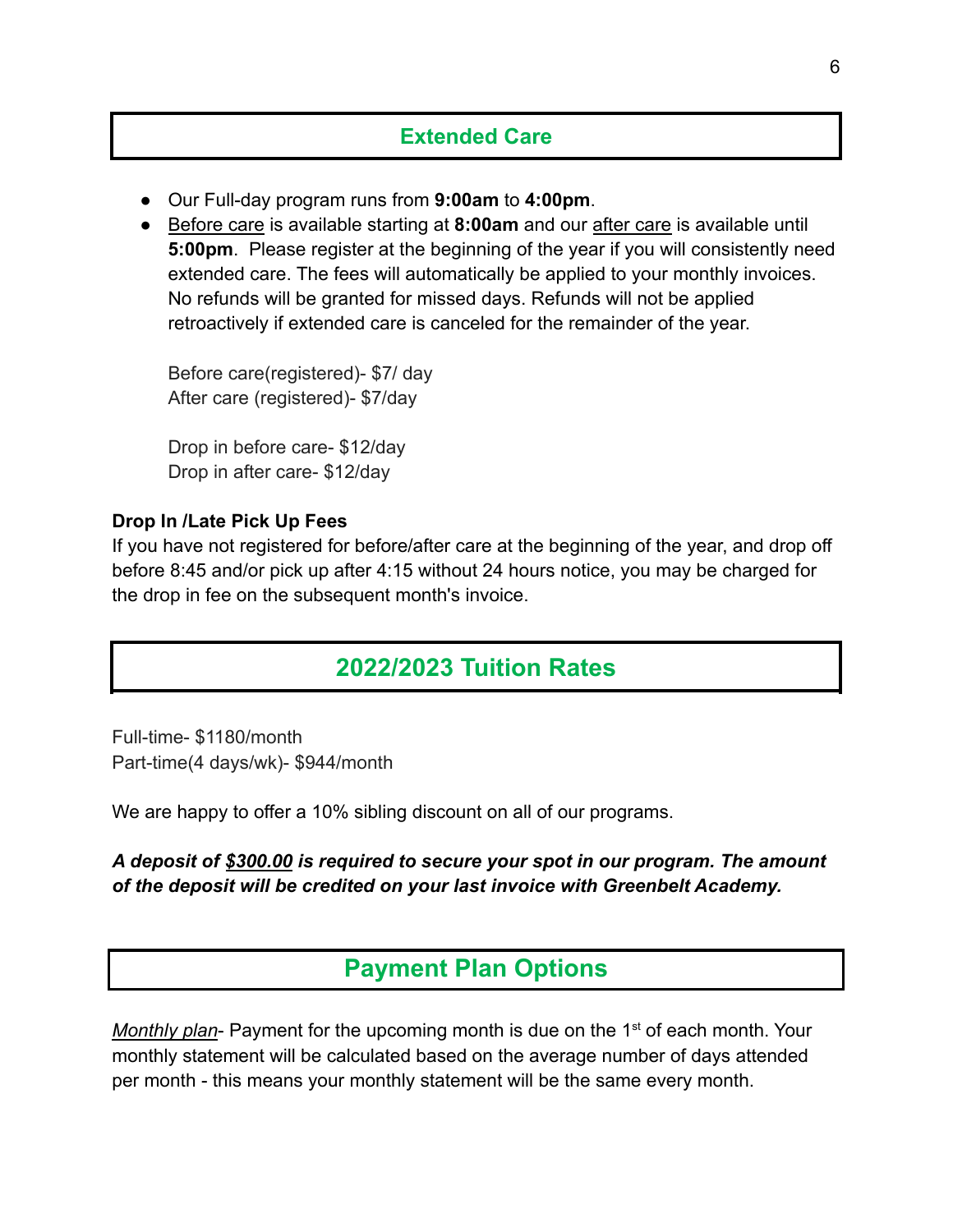## Extended Care

- Our Full-day program runs from **9:00am** to **4:00pm**.
- Before care is available starting at **8:00am** and our after care is available until **5:00pm**. Please register at the beginning of the year if you will consistently need extended care. The fees will automatically be applied to your monthly invoices. No refunds will be granted for missed days. Refunds will not be applied retroactively if extended care is canceled for the remainder of the year.

  Before care(registered)- $7/ day
  After care (registered)- $7/day

  Drop in before care- $12/day
  Drop in after care- $12/day

**Drop In /Late Pick Up Fees**

If you have not registered for before/after care at the beginning of the year, and drop off before 8:45 and/or pick up after 4:15 without 24 hours notice, you may be charged for the drop in fee on the subsequent month's invoice.

## 2022/2023 Tuition Rates

Full-time- $1180/month
Part-time(4 days/wk)- $944/month

We are happy to offer a 10% sibling discount on all of our programs.

***A deposit of $300.00 is required to secure your spot in our program. The amount of the deposit will be credited on your last invoice with Greenbelt Academy.***

## Payment Plan Options

*Monthly plan*- Payment for the upcoming month is due on the 1st of each month. Your monthly statement will be calculated based on the average number of days attended per month - this means your monthly statement will be the same every month.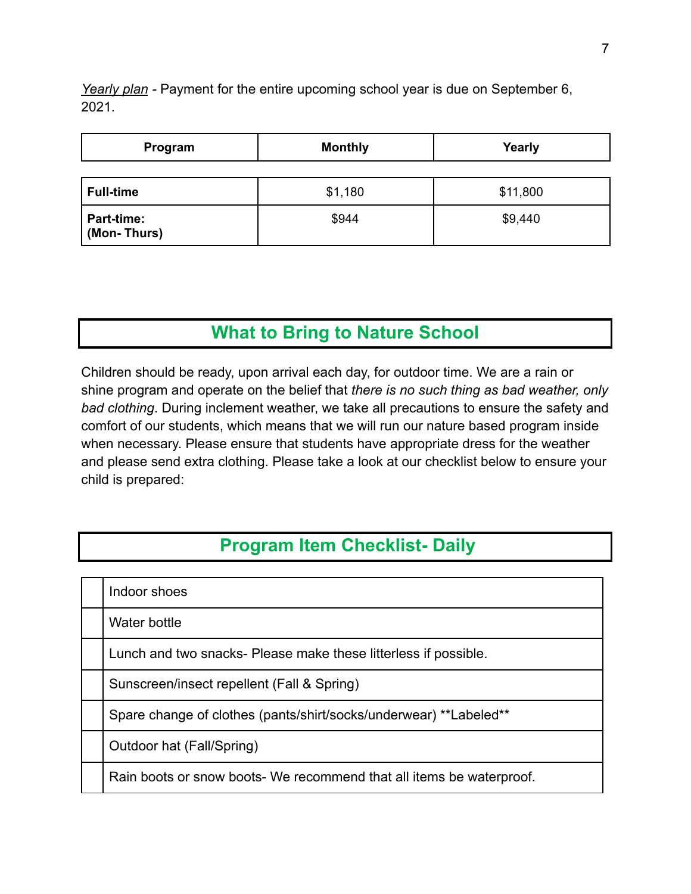*Yearly plan* - Payment for the entire upcoming school year is due on September 6, 2021.

| Program | Monthly | Yearly |
|---|---|---|
| **Full-time** | $1,180 | $11,800 |
| **Part-time: (Mon- Thurs)** | $944 | $9,440 |

## What to Bring to Nature School

Children should be ready, upon arrival each day, for outdoor time. We are a rain or shine program and operate on the belief that *there is no such thing as bad weather, only bad clothing*. During inclement weather, we take all precautions to ensure the safety and comfort of our students, which means that we will run our nature based program inside when necessary. Please ensure that students have appropriate dress for the weather and please send extra clothing. Please take a look at our checklist below to ensure your child is prepared:

## Program Item Checklist- Daily

| | |
|---|---|
| | Indoor shoes |
| | Water bottle |
| | Lunch and two snacks- Please make these litterless if possible. |
| | Sunscreen/insect repellent (Fall & Spring) |
| | Spare change of clothes (pants/shirt/socks/underwear) **Labeled** |
| | Outdoor hat (Fall/Spring) |
| | Rain boots or snow boots- We recommend that all items be waterproof. |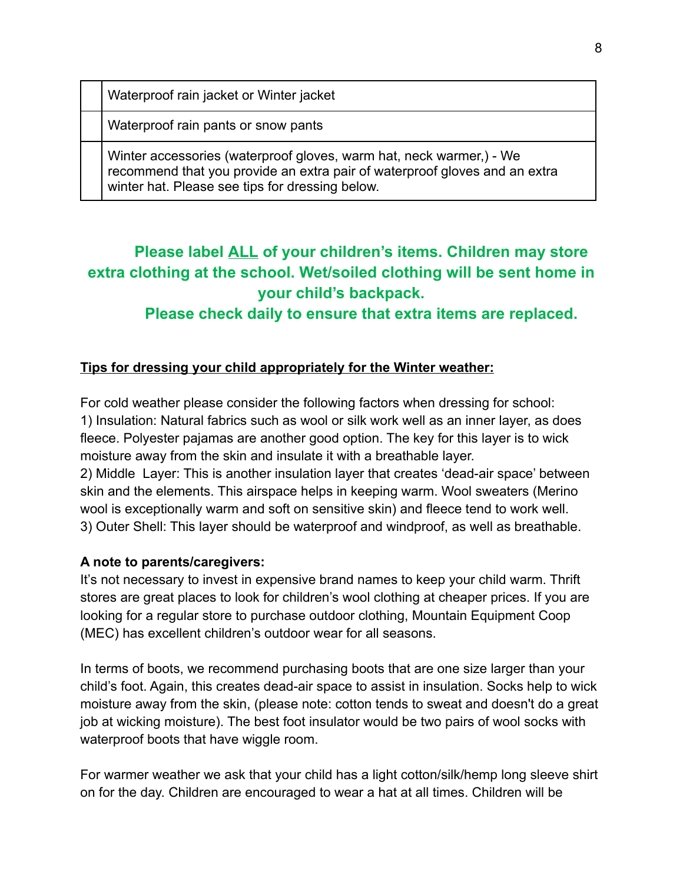| | |
|---|---|
| | Waterproof rain jacket or Winter jacket |
| | Waterproof rain pants or snow pants |
| | Winter accessories (waterproof gloves, warm hat, neck warmer,) - We recommend that you provide an extra pair of waterproof gloves and an extra winter hat. Please see tips for dressing below. |

**Please label <u>ALL</u> of your children's items. Children may store extra clothing at the school. Wet/soiled clothing will be sent home in your child's backpack.**
**Please check daily to ensure that extra items are replaced.**

**<u>Tips for dressing your child appropriately for the Winter weather:</u>**

For cold weather please consider the following factors when dressing for school:
1) Insulation: Natural fabrics such as wool or silk work well as an inner layer, as does fleece. Polyester pajamas are another good option. The key for this layer is to wick moisture away from the skin and insulate it with a breathable layer.
2) Middle  Layer: This is another insulation layer that creates 'dead-air space' between skin and the elements. This airspace helps in keeping warm. Wool sweaters (Merino wool is exceptionally warm and soft on sensitive skin) and fleece tend to work well.
3) Outer Shell: This layer should be waterproof and windproof, as well as breathable.

**A note to parents/caregivers:**
It's not necessary to invest in expensive brand names to keep your child warm. Thrift stores are great places to look for children's wool clothing at cheaper prices. If you are looking for a regular store to purchase outdoor clothing, Mountain Equipment Coop (MEC) has excellent children's outdoor wear for all seasons.

In terms of boots, we recommend purchasing boots that are one size larger than your child's foot. Again, this creates dead-air space to assist in insulation. Socks help to wick moisture away from the skin, (please note: cotton tends to sweat and doesn't do a great job at wicking moisture). The best foot insulator would be two pairs of wool socks with waterproof boots that have wiggle room.

For warmer weather we ask that your child has a light cotton/silk/hemp long sleeve shirt on for the day. Children are encouraged to wear a hat at all times. Children will be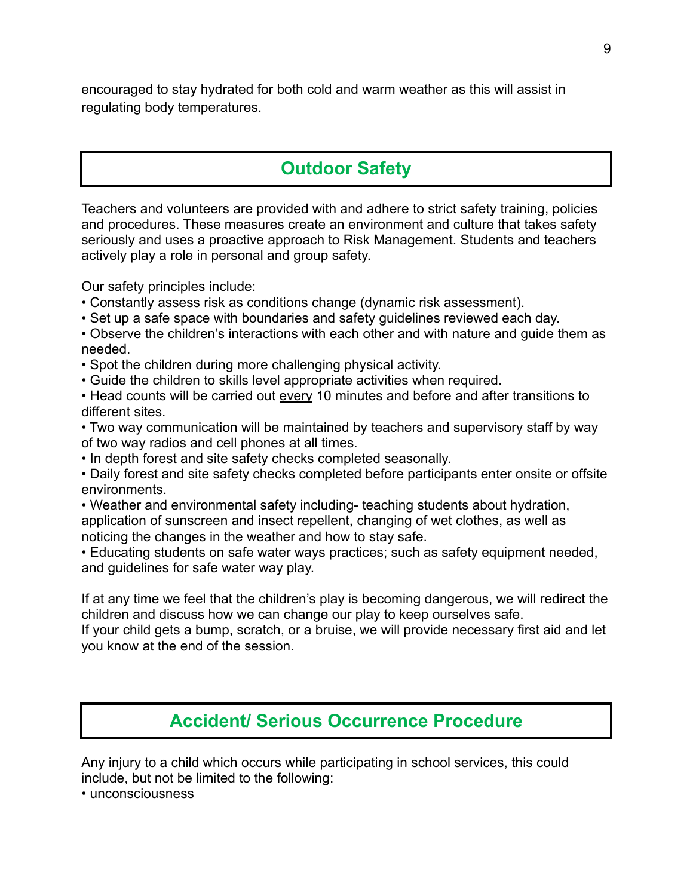encouraged to stay hydrated for both cold and warm weather as this will assist in regulating body temperatures.

## Outdoor Safety

Teachers and volunteers are provided with and adhere to strict safety training, policies and procedures. These measures create an environment and culture that takes safety seriously and uses a proactive approach to Risk Management. Students and teachers actively play a role in personal and group safety.

Our safety principles include:

- Constantly assess risk as conditions change (dynamic risk assessment).
- Set up a safe space with boundaries and safety guidelines reviewed each day.
- Observe the children's interactions with each other and with nature and guide them as needed.
- Spot the children during more challenging physical activity.
- Guide the children to skills level appropriate activities when required.
- Head counts will be carried out <u>every</u> 10 minutes and before and after transitions to different sites.
- Two way communication will be maintained by teachers and supervisory staff by way of two way radios and cell phones at all times.
- In depth forest and site safety checks completed seasonally.
- Daily forest and site safety checks completed before participants enter onsite or offsite environments.
- Weather and environmental safety including- teaching students about hydration, application of sunscreen and insect repellent, changing of wet clothes, as well as noticing the changes in the weather and how to stay safe.
- Educating students on safe water ways practices; such as safety equipment needed, and guidelines for safe water way play.

If at any time we feel that the children's play is becoming dangerous, we will redirect the children and discuss how we can change our play to keep ourselves safe.
If your child gets a bump, scratch, or a bruise, we will provide necessary first aid and let you know at the end of the session.

## Accident/ Serious Occurrence Procedure

Any injury to a child which occurs while participating in school services, this could include, but not be limited to the following:

- unconsciousness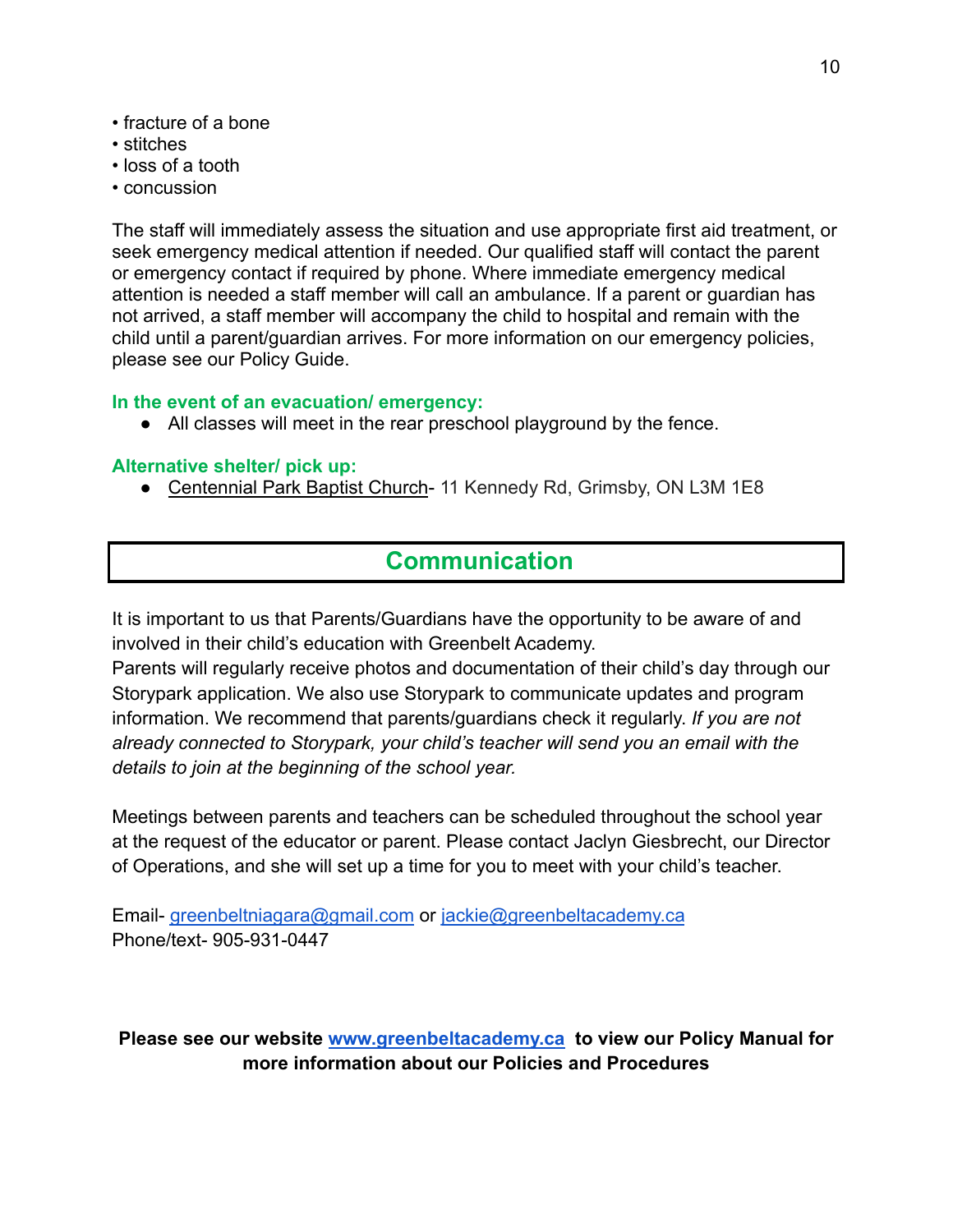- fracture of a bone
- stitches
- loss of a tooth
- concussion

The staff will immediately assess the situation and use appropriate first aid treatment, or seek emergency medical attention if needed. Our qualified staff will contact the parent or emergency contact if required by phone. Where immediate emergency medical attention is needed a staff member will call an ambulance. If a parent or guardian has not arrived, a staff member will accompany the child to hospital and remain with the child until a parent/guardian arrives. For more information on our emergency policies, please see our Policy Guide.

**In the event of an evacuation/ emergency:**

- All classes will meet in the rear preschool playground by the fence.

**Alternative shelter/ pick up:**

- Centennial Park Baptist Church- 11 Kennedy Rd, Grimsby, ON L3M 1E8

## Communication

It is important to us that Parents/Guardians have the opportunity to be aware of and involved in their child's education with Greenbelt Academy.
Parents will regularly receive photos and documentation of their child's day through our Storypark application. We also use Storypark to communicate updates and program information. We recommend that parents/guardians check it regularly. *If you are not already connected to Storypark, your child's teacher will send you an email with the details to join at the beginning of the school year.*

Meetings between parents and teachers can be scheduled throughout the school year at the request of the educator or parent. Please contact Jaclyn Giesbrecht, our Director of Operations, and she will set up a time for you to meet with your child's teacher.

Email- greenbeltniagara@gmail.com or jackie@greenbeltacademy.ca
Phone/text- 905-931-0447

**Please see our website www.greenbeltacademy.ca to view our Policy Manual for more information about our Policies and Procedures**